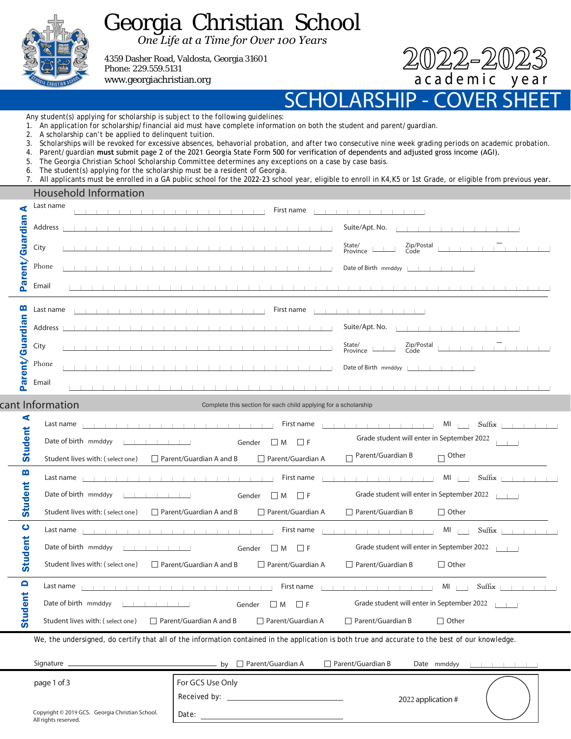# Georgia Christian School

*One Life at a Time for Over 100 Years*

4359 Dasher Road, Valdosta, Georgia 31601
Phone: 229.559.5131
www.georgiachristian.org

**2022-2023 academic year**

## SCHOLARSHIP - COVER SHEET

Any student(s) applying for scholarship is subject to the following guidelines:

1. An application for scholarship/financial aid must have complete information on both the student and parent/guardian.
2. A scholarship can't be applied to delinquent tuition.
3. Scholarships will be revoked for excessive absences, behavorial probation, and after two consecutive nine week grading periods on academic probation.
4. Parent/guardian **must submit page 2 of the 2021 Georgia State Form 500 for verification of dependents and adjusted gross income (AGI).**
5. The Georgia Christian School Scholarship Committee determines any exceptions on a case by case basis.
6. The student(s) applying for the scholarship must be a resident of Georgia.
7. All applicants must be enrolled in a GA public school for the 2022-23 school year, eligible to enroll in K4,K5 or 1st Grade, or eligible from previous year.

### Household Information

**Parent/Guardian A**

Last name ____ First name ____
Address ____ Suite/Apt. No. ____
City ____ State/Province ____ Zip/Postal Code ____ - ____
Phone ____ Date of Birth mmddyy ____
Email ____

**Parent/Guardian B**

Last name ____ First name ____
Address ____ Suite/Apt. No. ____
City ____ State/Province ____ Zip/Postal Code ____ - ____
Phone ____ Date of Birth mmddyy ____
Email ____

### Applicant Information

Complete this section for each child applying for a scholarship

**Student A**

Last name ____ First name ____ MI ____ Suffix ____
Date of birth mmddyy ____ Gender ☐ M ☐ F Grade student will enter in September 2022 ____
Student lives with: (select one) ☐ Parent/Guardian A and B ☐ Parent/Guardian A ☐ Parent/Guardian B ☐ Other

**Student B**

Last name ____ First name ____ MI ____ Suffix ____
Date of birth mmddyy ____ Gender ☐ M ☐ F Grade student will enter in September 2022 ____
Student lives with: (select one) ☐ Parent/Guardian A and B ☐ Parent/Guardian A ☐ Parent/Guardian B ☐ Other

**Student C**

Last name ____ First name ____ MI ____ Suffix ____
Date of birth mmddyy ____ Gender ☐ M ☐ F Grade student will enter in September 2022 ____
Student lives with: (select one) ☐ Parent/Guardian A and B ☐ Parent/Guardian A ☐ Parent/Guardian B ☐ Other

**Student D**

Last name ____ First name ____ MI ____ Suffix ____
Date of birth mmddyy ____ Gender ☐ M ☐ F Grade student will enter in September 2022 ____
Student lives with: (select one) ☐ Parent/Guardian A and B ☐ Parent/Guardian A ☐ Parent/Guardian B ☐ Other

We, the undersigned, do certify that all of the information contained in the application is both true and accurate to the best of our knowledge.

Signature ____ by ☐ Parent/Guardian A ☐ Parent/Guardian B Date mmddyy ____

**For GCS Use Only**

Received by: ____
Date: ____
2022 application # ____

Copyright © 2019 GCS. Georgia Christian School. All rights reserved.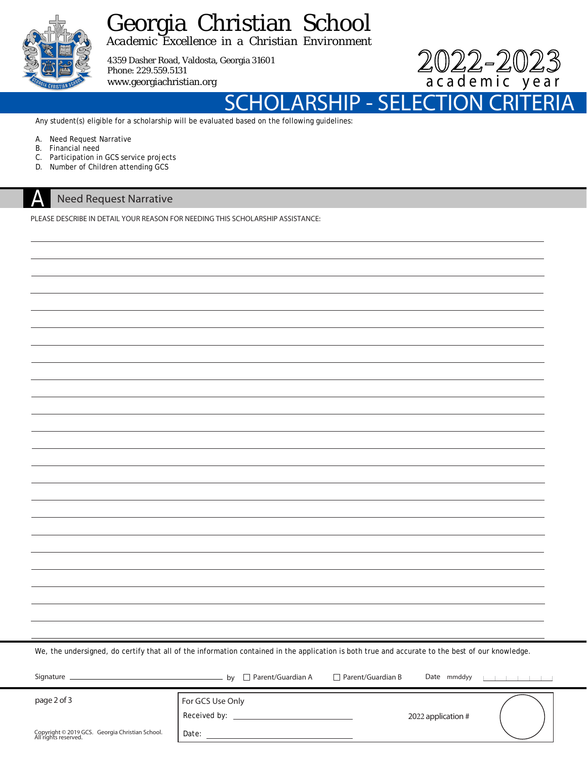# Georgia Christian School

*Academic Excellence in a Christian Environment*

4359 Dasher Road, Valdosta, Georgia 31601
Phone: 229.559.5131
www.georgiachristian.org

**2022-2023**
academic year

## SCHOLARSHIP - SELECTION CRITERIA

Any student(s) eligible for a scholarship will be evaluated based on the following guidelines:

A. Need Request Narrative
B. Financial need
C. Participation in GCS service projects
D. Number of Children attending GCS

## A Need Request Narrative

PLEASE DESCRIBE IN DETAIL YOUR REASON FOR NEEDING THIS SCHOLARSHIP ASSISTANCE:

______________________________________________________________________________

______________________________________________________________________________

______________________________________________________________________________

______________________________________________________________________________

______________________________________________________________________________

______________________________________________________________________________

______________________________________________________________________________

______________________________________________________________________________

______________________________________________________________________________

______________________________________________________________________________

______________________________________________________________________________

______________________________________________________________________________

______________________________________________________________________________

______________________________________________________________________________

______________________________________________________________________________

______________________________________________________________________________

______________________________________________________________________________

______________________________________________________________________________

______________________________________________________________________________

______________________________________________________________________________

______________________________________________________________________________

______________________________________________________________________________

______________________________________________________________________________

We, the undersigned, do certify that all of the information contained in the application is both true and accurate to the best of our knowledge.

Signature ______________________ by ☐ Parent/Guardian A ☐ Parent/Guardian B Date mmddyy ______

For GCS Use Only

Received by: ______________________

Date: ______________________

2022 application #

Copyright © 2019 GCS. Georgia Christian School. All rights reserved.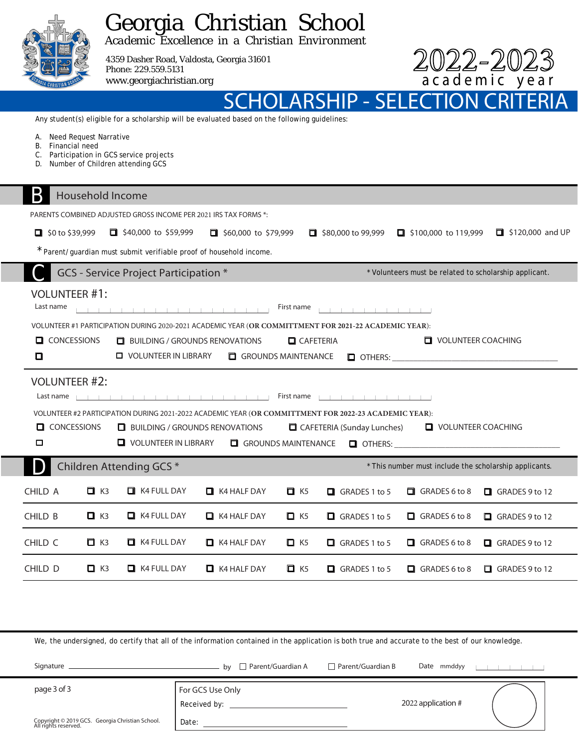# Georgia Christian School

Academic Excellence in a Christian Environment

4359 Dasher Road, Valdosta, Georgia 31601
Phone: 229.559.5131
www.georgiachristian.org

2022-2023 academic year

## SCHOLARSHIP - SELECTION CRITERIA

Any student(s) eligible for a scholarship will be evaluated based on the following guidelines:

A. Need Request Narrative
B. Financial need
C. Participation in GCS service projects
D. Number of Children attending GCS

## B Household Income

PARENTS COMBINED ADJUSTED GROSS INCOME PER 2021 IRS TAX FORMS *:

☐ $0 to $39,999 ☐ $40,000 to $59,999 ☐ $60,000 to $79,999 ☐ $80,000 to 99,999 ☐ $100,000 to 119,999 ☐ $120,000 and UP

* Parent/guardian must submit verifiable proof of household income.

## C GCS - Service Project Participation *

* Volunteers must be related to scholarship applicant.

### VOLUNTEER #1:

Last name ______________________ First name ______________________

VOLUNTEER #1 PARTICIPATION DURING 2020-2021 ACADEMIC YEAR (**OR COMMITTMENT FOR 2021-22 ACADEMIC YEAR**):

☐ CONCESSIONS ☐ BUILDING / GROUNDS RENOVATIONS ☐ CAFETERIA ☐ VOLUNTEER COACHING
☐ ☐ VOLUNTEER IN LIBRARY ☐ GROUNDS MAINTENANCE ☐ OTHERS: ______________________

### VOLUNTEER #2:

Last name ______________________ First name ______________________

VOLUNTEER #2 PARTICIPATION DURING 2021-2022 ACADEMIC YEAR (**OR COMMITTMENT FOR 2022-23 ACADEMIC YEAR**):

☐ CONCESSIONS ☐ BUILDING / GROUNDS RENOVATIONS ☐ CAFETERIA (Sunday Lunches) ☐ VOLUNTEER COACHING
☐ ☐ VOLUNTEER IN LIBRARY ☐ GROUNDS MAINTENANCE ☐ OTHERS: ______________________

## D Children Attending GCS *

* This number must include the scholarship applicants.

| | | | | | | | |
|---|---|---|---|---|---|---|---|
| CHILD A | ☐ K3 | ☐ K4 FULL DAY | ☐ K4 HALF DAY | ☐ K5 | ☐ GRADES 1 to 5 | ☐ GRADES 6 to 8 | ☐ GRADES 9 to 12 |
| CHILD B | ☐ K3 | ☐ K4 FULL DAY | ☐ K4 HALF DAY | ☐ K5 | ☐ GRADES 1 to 5 | ☐ GRADES 6 to 8 | ☐ GRADES 9 to 12 |
| CHILD C | ☐ K3 | ☐ K4 FULL DAY | ☐ K4 HALF DAY | ☐ K5 | ☐ GRADES 1 to 5 | ☐ GRADES 6 to 8 | ☐ GRADES 9 to 12 |
| CHILD D | ☐ K3 | ☐ K4 FULL DAY | ☐ K4 HALF DAY | ☐ K5 | ☐ GRADES 1 to 5 | ☐ GRADES 6 to 8 | ☐ GRADES 9 to 12 |

We, the undersigned, do certify that all of the information contained in the application is both true and accurate to the best of our knowledge.

Signature ______________________ by ☐ Parent/Guardian A ☐ Parent/Guardian B Date mmddyy ______

For GCS Use Only
Received by: ______________________
Date: ______________________
2022 application #

Copyright © 2019 GCS. Georgia Christian School. All rights reserved.